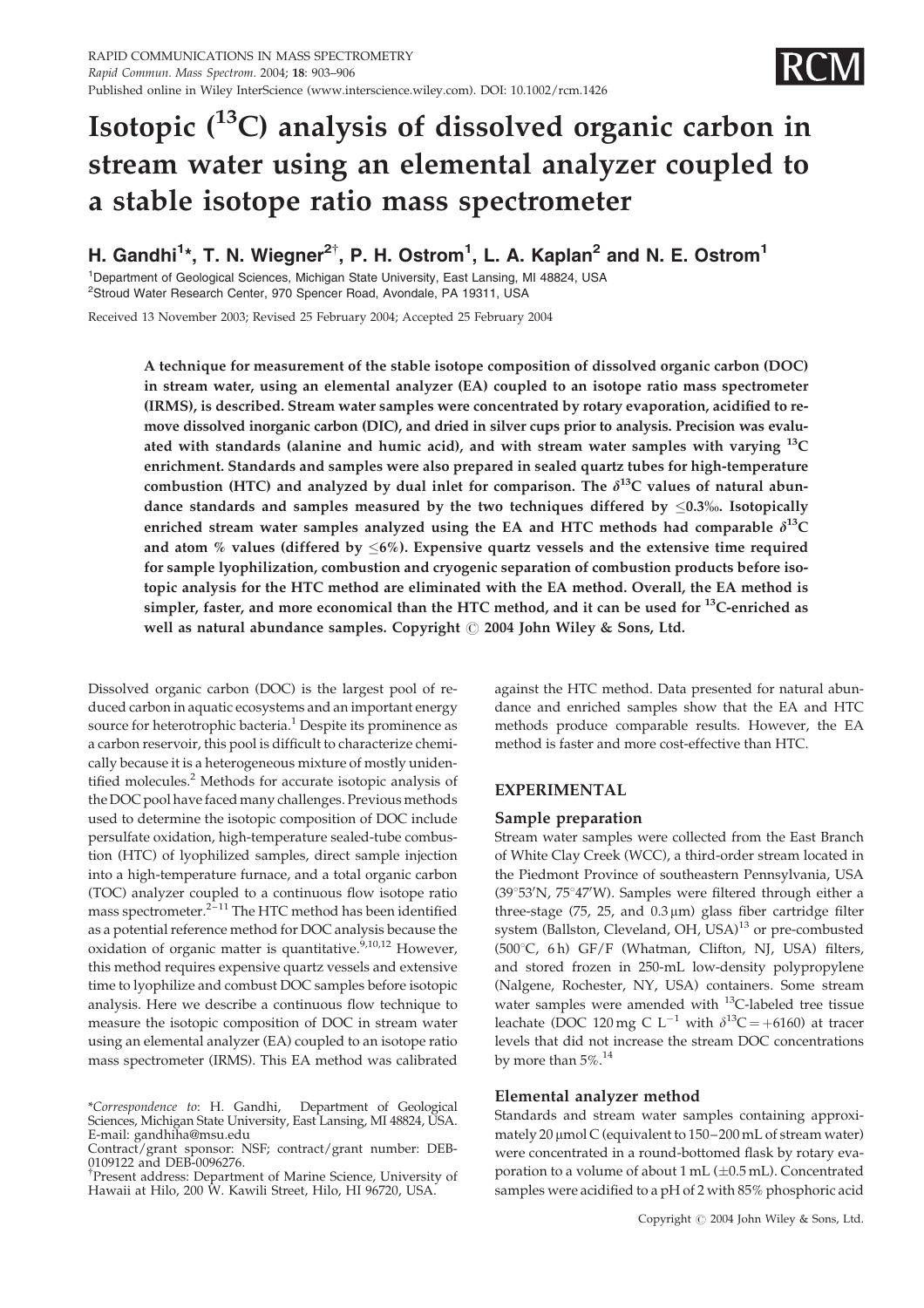# Isotopic ($^{13}C$) analysis of dissolved organic carbon in stream water using an elemental analyzer coupled to a stable isotope ratio mass spectrometer

**H. Gandhi[1]*, T. N. Wiegner[2]†, P. H. Ostrom[1], L. A. Kaplan[2] and N. E. Ostrom[1]**

[1]Department of Geological Sciences, Michigan State University, East Lansing, MI 48824, USA
[2]Stroud Water Research Center, 970 Spencer Road, Avondale, PA 19311, USA

Received 13 November 2003; Revised 25 February 2004; Accepted 25 February 2004

**A technique for measurement of the stable isotope composition of dissolved organic carbon (DOC) in stream water, using an elemental analyzer (EA) coupled to an isotope ratio mass spectrometer (IRMS), is described. Stream water samples were concentrated by rotary evaporation, acidified to remove dissolved inorganic carbon (DIC), and dried in silver cups prior to analysis. Precision was evaluated with standards (alanine and humic acid), and with stream water samples with varying $^{13}C$ enrichment. Standards and samples were also prepared in sealed quartz tubes for high-temperature combustion (HTC) and analyzed by dual inlet for comparison. The $\delta^{13}C$ values of natural abundance standards and samples measured by the two techniques differed by $\leq$0.3‰. Isotopically enriched stream water samples analyzed using the EA and HTC methods had comparable $\delta^{13}C$ and atom % values (differed by $\leq$6%). Expensive quartz vessels and the extensive time required for sample lyophilization, combustion and cryogenic separation of combustion products before isotopic analysis for the HTC method are eliminated with the EA method. Overall, the EA method is simpler, faster, and more economical than the HTC method, and it can be used for $^{13}C$-enriched as well as natural abundance samples. Copyright © 2004 John Wiley & Sons, Ltd.**

Dissolved organic carbon (DOC) is the largest pool of reduced carbon in aquatic ecosystems and an important energy source for heterotrophic bacteria.[1] Despite its prominence as a carbon reservoir, this pool is difficult to characterize chemically because it is a heterogeneous mixture of mostly unidentified molecules.[2] Methods for accurate isotopic analysis of the DOC pool have faced many challenges. Previous methods used to determine the isotopic composition of DOC include persulfate oxidation, high-temperature sealed-tube combustion (HTC) of lyophilized samples, direct sample injection into a high-temperature furnace, and a total organic carbon (TOC) analyzer coupled to a continuous flow isotope ratio mass spectrometer.[2–11] The HTC method has been identified as a potential reference method for DOC analysis because the oxidation of organic matter is quantitative.[9,10,12] However, this method requires expensive quartz vessels and extensive time to lyophilize and combust DOC samples before isotopic analysis. Here we describe a continuous flow technique to measure the isotopic composition of DOC in stream water using an elemental analyzer (EA) coupled to an isotope ratio mass spectrometer (IRMS). This EA method was calibrated against the HTC method. Data presented for natural abundance and enriched samples show that the EA and HTC methods produce comparable results. However, the EA method is faster and more cost-effective than HTC.

*Correspondence to: H. Gandhi, Department of Geological Sciences, Michigan State University, East Lansing, MI 48824, USA. E-mail: gandhiha@msu.edu
Contract/grant sponsor: NSF; contract/grant number: DEB-0109122 and DEB-0096276.
†Present address: Department of Marine Science, University of Hawaii at Hilo, 200 W. Kawili Street, Hilo, HI 96720, USA.

## EXPERIMENTAL

### Sample preparation

Stream water samples were collected from the East Branch of White Clay Creek (WCC), a third-order stream located in the Piedmont Province of southeastern Pennsylvania, USA (39°53′N, 75°47′W). Samples were filtered through either a three-stage (75, 25, and 0.3 μm) glass fiber cartridge filter system (Ballston, Cleveland, OH, USA)[13] or pre-combusted (500°C, 6 h) GF/F (Whatman, Clifton, NJ, USA) filters, and stored frozen in 250-mL low-density polypropylene (Nalgene, Rochester, NY, USA) containers. Some stream water samples were amended with $^{13}C$-labeled tree tissue leachate (DOC 120 mg C $L^{-1}$ with $\delta^{13}C = +6160$) at tracer levels that did not increase the stream DOC concentrations by more than 5%.[14]

### Elemental analyzer method

Standards and stream water samples containing approximately 20 μmol C (equivalent to 150–200 mL of stream water) were concentrated in a round-bottomed flask by rotary evaporation to a volume of about 1 mL (±0.5 mL). Concentrated samples were acidified to a pH of 2 with 85% phosphoric acid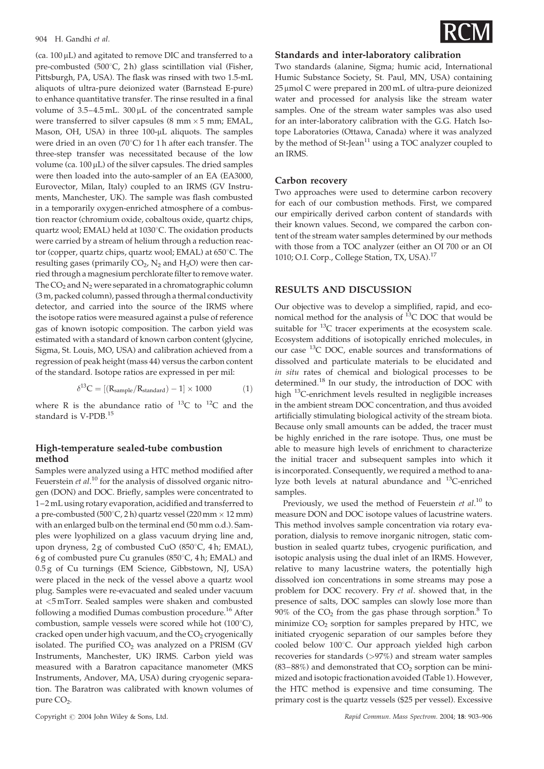(ca. 100 μL) and agitated to remove DIC and transferred to a pre-combusted (500°C, 2 h) glass scintillation vial (Fisher, Pittsburgh, PA, USA). The flask was rinsed with two 1.5-mL aliquots of ultra-pure deionized water (Barnstead E-pure) to enhance quantitative transfer. The rinse resulted in a final volume of 3.5–4.5 mL. 300 μL of the concentrated sample were transferred to silver capsules (8 mm × 5 mm; EMAL, Mason, OH, USA) in three 100-μL aliquots. The samples were dried in an oven (70°C) for 1 h after each transfer. The three-step transfer was necessitated because of the low volume (ca. 100 μL) of the silver capsules. The dried samples were then loaded into the auto-sampler of an EA (EA3000, Eurovector, Milan, Italy) coupled to an IRMS (GV Instruments, Manchester, UK). The sample was flash combusted in a temporarily oxygen-enriched atmosphere of a combustion reactor (chromium oxide, cobaltous oxide, quartz chips, quartz wool; EMAL) held at 1030°C. The oxidation products were carried by a stream of helium through a reduction reactor (copper, quartz chips, quartz wool; EMAL) at 650°C. The resulting gases (primarily $CO_2$, $N_2$ and $H_2O$) were then carried through a magnesium perchlorate filter to remove water. The $CO_2$ and $N_2$ were separated in a chromatographic column (3 m, packed column), passed through a thermal conductivity detector, and carried into the source of the IRMS where the isotope ratios were measured against a pulse of reference gas of known isotopic composition. The carbon yield was estimated with a standard of known carbon content (glycine, Sigma, St. Louis, MO, USA) and calibration achieved from a regression of peak height (mass 44) versus the carbon content of the standard. Isotope ratios are expressed in per mil:

$$\delta^{13}C = [(R_{sample}/R_{standard}) - 1] \times 1000 \qquad (1)$$

where R is the abundance ratio of $^{13}C$ to $^{12}C$ and the standard is V-PDB.[15]

### High-temperature sealed-tube combustion method

Samples were analyzed using a HTC method modified after Feuerstein *et al*.[10] for the analysis of dissolved organic nitrogen (DON) and DOC. Briefly, samples were concentrated to 1–2 mL using rotary evaporation, acidified and transferred to a pre-combusted (500°C, 2 h) quartz vessel (220 mm × 12 mm) with an enlarged bulb on the terminal end (50 mm o.d.). Samples were lyophilized on a glass vacuum drying line and, upon dryness, 2 g of combusted CuO (850°C, 4 h; EMAL), 6 g of combusted pure Cu granules (850°C, 4 h; EMAL) and 0.5 g of Cu turnings (EM Science, Gibbstown, NJ, USA) were placed in the neck of the vessel above a quartz wool plug. Samples were re-evacuated and sealed under vacuum at <5 mTorr. Sealed samples were shaken and combusted following a modified Dumas combustion procedure.[16] After combustion, sample vessels were scored while hot (100°C), cracked open under high vacuum, and the $CO_2$ cryogenically isolated. The purified $CO_2$ was analyzed on a PRISM (GV Instruments, Manchester, UK) IRMS. Carbon yield was measured with a Baratron capacitance manometer (MKS Instruments, Andover, MA, USA) during cryogenic separation. The Baratron was calibrated with known volumes of pure $CO_2$.

### Standards and inter-laboratory calibration

Two standards (alanine, Sigma; humic acid, International Humic Substance Society, St. Paul, MN, USA) containing 25 μmol C were prepared in 200 mL of ultra-pure deionized water and processed for analysis like the stream water samples. One of the stream water samples was also used for an inter-laboratory calibration with the G.G. Hatch Isotope Laboratories (Ottawa, Canada) where it was analyzed by the method of St-Jean[11] using a TOC analyzer coupled to an IRMS.

### Carbon recovery

Two approaches were used to determine carbon recovery for each of our combustion methods. First, we compared our empirically derived carbon content of standards with their known values. Second, we compared the carbon content of the stream water samples determined by our methods with those from a TOC analyzer (either an OI 700 or an OI 1010; O.I. Corp., College Station, TX, USA).[17]

## RESULTS AND DISCUSSION

Our objective was to develop a simplified, rapid, and economical method for the analysis of $^{13}C$ DOC that would be suitable for $^{13}C$ tracer experiments at the ecosystem scale. Ecosystem additions of isotopically enriched molecules, in our case $^{13}C$ DOC, enable sources and transformations of dissolved and particulate materials to be elucidated and *in situ* rates of chemical and biological processes to be determined.[18] In our study, the introduction of DOC with high $^{13}C$-enrichment levels resulted in negligible increases in the ambient stream DOC concentration, and thus avoided artificially stimulating biological activity of the stream biota. Because only small amounts can be added, the tracer must be highly enriched in the rare isotope. Thus, one must be able to measure high levels of enrichment to characterize the initial tracer and subsequent samples into which it is incorporated. Consequently, we required a method to analyze both levels at natural abundance and $^{13}C$-enriched samples.

Previously, we used the method of Feuerstein *et al*.[10] to measure DON and DOC isotope values of lacustrine waters. This method involves sample concentration via rotary evaporation, dialysis to remove inorganic nitrogen, static combustion in sealed quartz tubes, cryogenic purification, and isotopic analysis using the dual inlet of an IRMS. However, relative to many lacustrine waters, the potentially high dissolved ion concentrations in some streams may pose a problem for DOC recovery. Fry *et al*. showed that, in the presence of salts, DOC samples can slowly lose more than 90% of the $CO_2$ from the gas phase through sorption.[8] To minimize $CO_2$ sorption for samples prepared by HTC, we initiated cryogenic separation of our samples before they cooled below 100°C. Our approach yielded high carbon recoveries for standards (>97%) and stream water samples (83–88%) and demonstrated that $CO_2$ sorption can be minimized and isotopic fractionation avoided (Table 1). However, the HTC method is expensive and time consuming. The primary cost is the quartz vessels ($25 per vessel). Excessive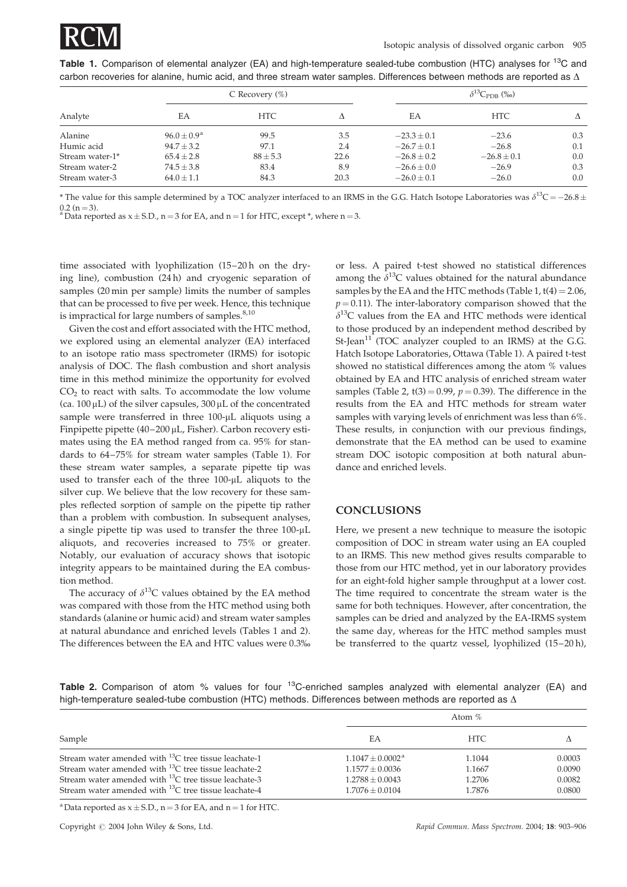**Table 1.** Comparison of elemental analyzer (EA) and high-temperature sealed-tube combustion (HTC) analyses for $^{13}C$ and carbon recoveries for alanine, humic acid, and three stream water samples. Differences between methods are reported as Δ

| Analyte | C Recovery (%) | | | $\delta^{13}C_{PDB}$ (‰) | | |
|---|---|---|---|---|---|---|
| | EA | HTC | Δ | EA | HTC | Δ |
| Alanine | $96.0 \pm 0.9$[a] | 99.5 | 3.5 | $-23.3 \pm 0.1$ | −23.6 | 0.3 |
| Humic acid | $94.7 \pm 3.2$ | 97.1 | 2.4 | $-26.7 \pm 0.1$ | −26.8 | 0.1 |
| Stream water-1* | $65.4 \pm 2.8$ | $88 \pm 5.3$ | 22.6 | $-26.8 \pm 0.2$ | $-26.8 \pm 0.1$ | 0.0 |
| Stream water-2 | $74.5 \pm 3.8$ | 83.4 | 8.9 | $-26.6 \pm 0.0$ | −26.9 | 0.3 |
| Stream water-3 | $64.0 \pm 1.1$ | 84.3 | 20.3 | $-26.0 \pm 0.1$ | −26.0 | 0.0 |

\* The value for this sample determined by a TOC analyzer interfaced to an IRMS in the G.G. Hatch Isotope Laboratories was $\delta^{13}C = -26.8 \pm 0.2$ (n = 3).
[a] Data reported as x ± S.D., n = 3 for EA, and n = 1 for HTC, except *, where n = 3.

time associated with lyophilization (15–20 h on the drying line), combustion (24 h) and cryogenic separation of samples (20 min per sample) limits the number of samples that can be processed to five per week. Hence, this technique is impractical for large numbers of samples.[8,10]

Given the cost and effort associated with the HTC method, we explored using an elemental analyzer (EA) interfaced to an isotope ratio mass spectrometer (IRMS) for isotopic analysis of DOC. The flash combustion and short analysis time in this method minimize the opportunity for evolved $CO_2$ to react with salts. To accommodate the low volume (ca. 100 μL) of the silver capsules, 300 μL of the concentrated sample were transferred in three 100-μL aliquots using a Finpipette pipette (40–200 μL, Fisher). Carbon recovery estimates using the EA method ranged from ca. 95% for standards to 64–75% for stream water samples (Table 1). For these stream water samples, a separate pipette tip was used to transfer each of the three 100-μL aliquots to the silver cup. We believe that the low recovery for these samples reflected sorption of sample on the pipette tip rather than a problem with combustion. In subsequent analyses, a single pipette tip was used to transfer the three 100-μL aliquots, and recoveries increased to 75% or greater. Notably, our evaluation of accuracy shows that isotopic integrity appears to be maintained during the EA combustion method.

The accuracy of $\delta^{13}C$ values obtained by the EA method was compared with those from the HTC method using both standards (alanine or humic acid) and stream water samples at natural abundance and enriched levels (Tables 1 and 2). The differences between the EA and HTC values were 0.3‰ or less. A paired t-test showed no statistical differences among the $\delta^{13}C$ values obtained for the natural abundance samples by the EA and the HTC methods (Table 1, $t(4) = 2.06$, $p = 0.11$). The inter-laboratory comparison showed that the $\delta^{13}C$ values from the EA and HTC methods were identical to those produced by an independent method described by St-Jean[11] (TOC analyzer coupled to an IRMS) at the G.G. Hatch Isotope Laboratories, Ottawa (Table 1). A paired t-test showed no statistical differences among the atom % values obtained by EA and HTC analysis of enriched stream water samples (Table 2, $t(3) = 0.99$, $p = 0.39$). The difference in the results from the EA and HTC methods for stream water samples with varying levels of enrichment was less than 6%. These results, in conjunction with our previous findings, demonstrate that the EA method can be used to examine stream DOC isotopic composition at both natural abundance and enriched levels.

## CONCLUSIONS

Here, we present a new technique to measure the isotopic composition of DOC in stream water using an EA coupled to an IRMS. This new method gives results comparable to those from our HTC method, yet in our laboratory provides for an eight-fold higher sample throughput at a lower cost. The time required to concentrate the stream water is the same for both techniques. However, after concentration, the samples can be dried and analyzed by the EA-IRMS system the same day, whereas for the HTC method samples must be transferred to the quartz vessel, lyophilized (15–20 h),

**Table 2.** Comparison of atom % values for four $^{13}C$-enriched samples analyzed with elemental analyzer (EA) and high-temperature sealed-tube combustion (HTC) methods. Differences between methods are reported as Δ

| Sample | Atom % | | |
|---|---|---|---|
| | EA | HTC | Δ |
| Stream water amended with $^{13}C$ tree tissue leachate-1 | $1.1047 \pm 0.0002$[a] | 1.1044 | 0.0003 |
| Stream water amended with $^{13}C$ tree tissue leachate-2 | $1.1577 \pm 0.0036$ | 1.1667 | 0.0090 |
| Stream water amended with $^{13}C$ tree tissue leachate-3 | $1.2788 \pm 0.0043$ | 1.2706 | 0.0082 |
| Stream water amended with $^{13}C$ tree tissue leachate-4 | $1.7076 \pm 0.0104$ | 1.7876 | 0.0800 |

[a] Data reported as x ± S.D., n = 3 for EA, and n = 1 for HTC.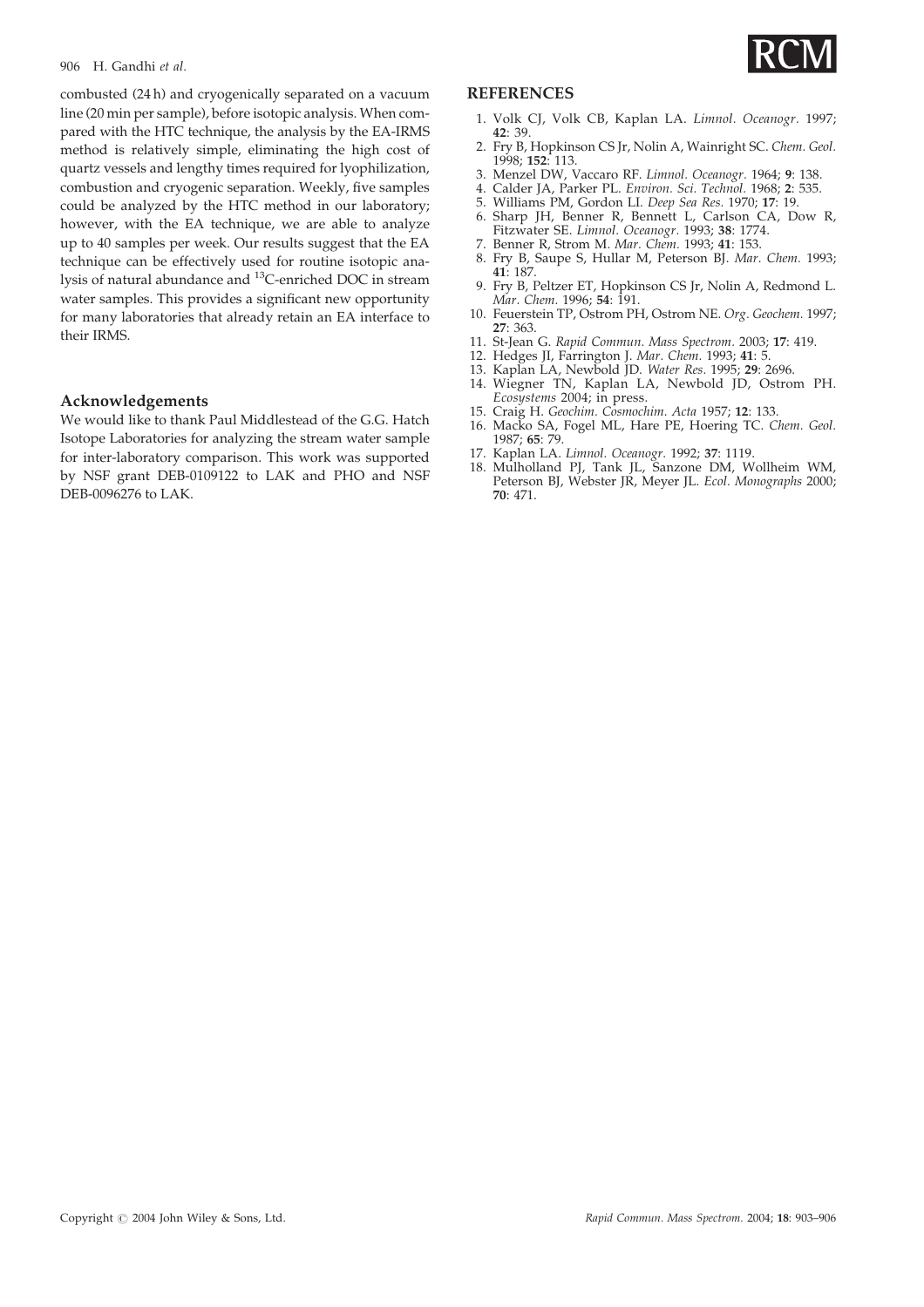combusted (24 h) and cryogenically separated on a vacuum line (20 min per sample), before isotopic analysis. When compared with the HTC technique, the analysis by the EA-IRMS method is relatively simple, eliminating the high cost of quartz vessels and lengthy times required for lyophilization, combustion and cryogenic separation. Weekly, five samples could be analyzed by the HTC method in our laboratory; however, with the EA technique, we are able to analyze up to 40 samples per week. Our results suggest that the EA technique can be effectively used for routine isotopic analysis of natural abundance and $^{13}C$-enriched DOC in stream water samples. This provides a significant new opportunity for many laboratories that already retain an EA interface to their IRMS.

### Acknowledgements

We would like to thank Paul Middlestead of the G.G. Hatch Isotope Laboratories for analyzing the stream water sample for inter-laboratory comparison. This work was supported by NSF grant DEB-0109122 to LAK and PHO and NSF DEB-0096276 to LAK.

## REFERENCES

1. Volk CJ, Volk CB, Kaplan LA. *Limnol. Oceanogr.* 1997; **42**: 39.
2. Fry B, Hopkinson CS Jr, Nolin A, Wainright SC. *Chem. Geol.* 1998; **152**: 113.
3. Menzel DW, Vaccaro RF. *Limnol. Oceanogr.* 1964; **9**: 138.
4. Calder JA, Parker PL. *Environ. Sci. Technol.* 1968; **2**: 535.
5. Williams PM, Gordon LI. *Deep Sea Res.* 1970; **17**: 19.
6. Sharp JH, Benner R, Bennett L, Carlson CA, Dow R, Fitzwater SE. *Limnol. Oceanogr.* 1993; **38**: 1774.
7. Benner R, Strom M. *Mar. Chem.* 1993; **41**: 153.
8. Fry B, Saupe S, Hullar M, Peterson BJ. *Mar. Chem.* 1993; **41**: 187.
9. Fry B, Peltzer ET, Hopkinson CS Jr, Nolin A, Redmond L. *Mar. Chem.* 1996; **54**: 191.
10. Feuerstein TP, Ostrom PH, Ostrom NE. *Org. Geochem.* 1997; **27**: 363.
11. St-Jean G. *Rapid Commun. Mass Spectrom.* 2003; **17**: 419.
12. Hedges JI, Farrington J. *Mar. Chem.* 1993; **41**: 5.
13. Kaplan LA, Newbold JD. *Water Res.* 1995; **29**: 2696.
14. Wiegner TN, Kaplan LA, Newbold JD, Ostrom PH. *Ecosystems* 2004; in press.
15. Craig H. *Geochim. Cosmochim. Acta* 1957; **12**: 133.
16. Macko SA, Fogel ML, Hare PE, Hoering TC. *Chem. Geol.* 1987; **65**: 79.
17. Kaplan LA. *Limnol. Oceanogr.* 1992; **37**: 1119.
18. Mulholland PJ, Tank JL, Sanzone DM, Wollheim WM, Peterson BJ, Webster JR, Meyer JL. *Ecol. Monographs* 2000; **70**: 471.